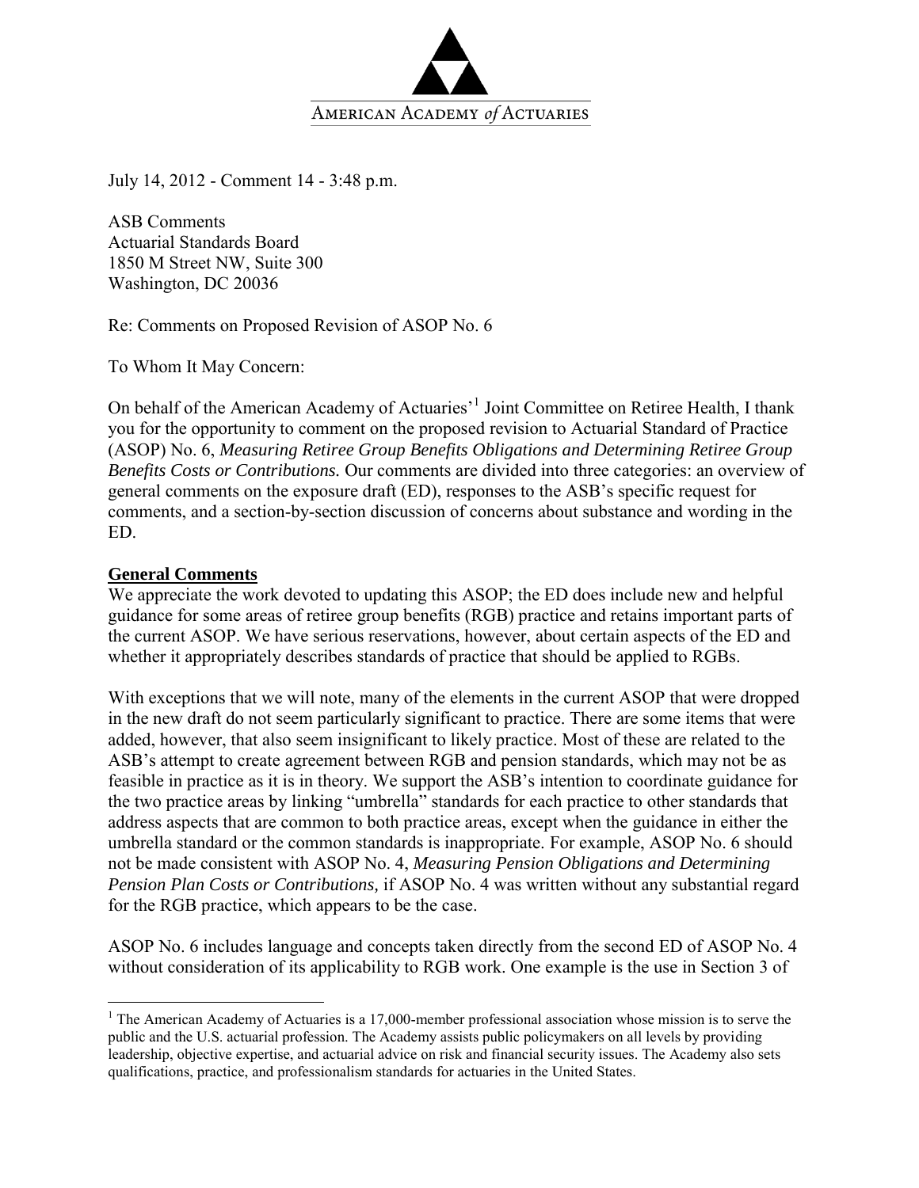AMERICAN ACADEMY *of* ACTUARIES

July 14, 2012 - Comment 14 - 3:48 p.m.

ASB Comments
Actuarial Standards Board
1850 M Street NW, Suite 300
Washington, DC 20036

Re: Comments on Proposed Revision of ASOP No. 6

To Whom It May Concern:

On behalf of the American Academy of Actuaries'[1] Joint Committee on Retiree Health, I thank you for the opportunity to comment on the proposed revision to Actuarial Standard of Practice (ASOP) No. 6, *Measuring Retiree Group Benefits Obligations and Determining Retiree Group Benefits Costs or Contributions.* Our comments are divided into three categories: an overview of general comments on the exposure draft (ED), responses to the ASB's specific request for comments, and a section-by-section discussion of concerns about substance and wording in the ED.

**General Comments**

We appreciate the work devoted to updating this ASOP; the ED does include new and helpful guidance for some areas of retiree group benefits (RGB) practice and retains important parts of the current ASOP. We have serious reservations, however, about certain aspects of the ED and whether it appropriately describes standards of practice that should be applied to RGBs.

With exceptions that we will note, many of the elements in the current ASOP that were dropped in the new draft do not seem particularly significant to practice. There are some items that were added, however, that also seem insignificant to likely practice. Most of these are related to the ASB's attempt to create agreement between RGB and pension standards, which may not be as feasible in practice as it is in theory. We support the ASB's intention to coordinate guidance for the two practice areas by linking "umbrella" standards for each practice to other standards that address aspects that are common to both practice areas, except when the guidance in either the umbrella standard or the common standards is inappropriate. For example, ASOP No. 6 should not be made consistent with ASOP No. 4, *Measuring Pension Obligations and Determining Pension Plan Costs or Contributions,* if ASOP No. 4 was written without any substantial regard for the RGB practice, which appears to be the case.

ASOP No. 6 includes language and concepts taken directly from the second ED of ASOP No. 4 without consideration of its applicability to RGB work. One example is the use in Section 3 of

[1] The American Academy of Actuaries is a 17,000-member professional association whose mission is to serve the public and the U.S. actuarial profession. The Academy assists public policymakers on all levels by providing leadership, objective expertise, and actuarial advice on risk and financial security issues. The Academy also sets qualifications, practice, and professionalism standards for actuaries in the United States.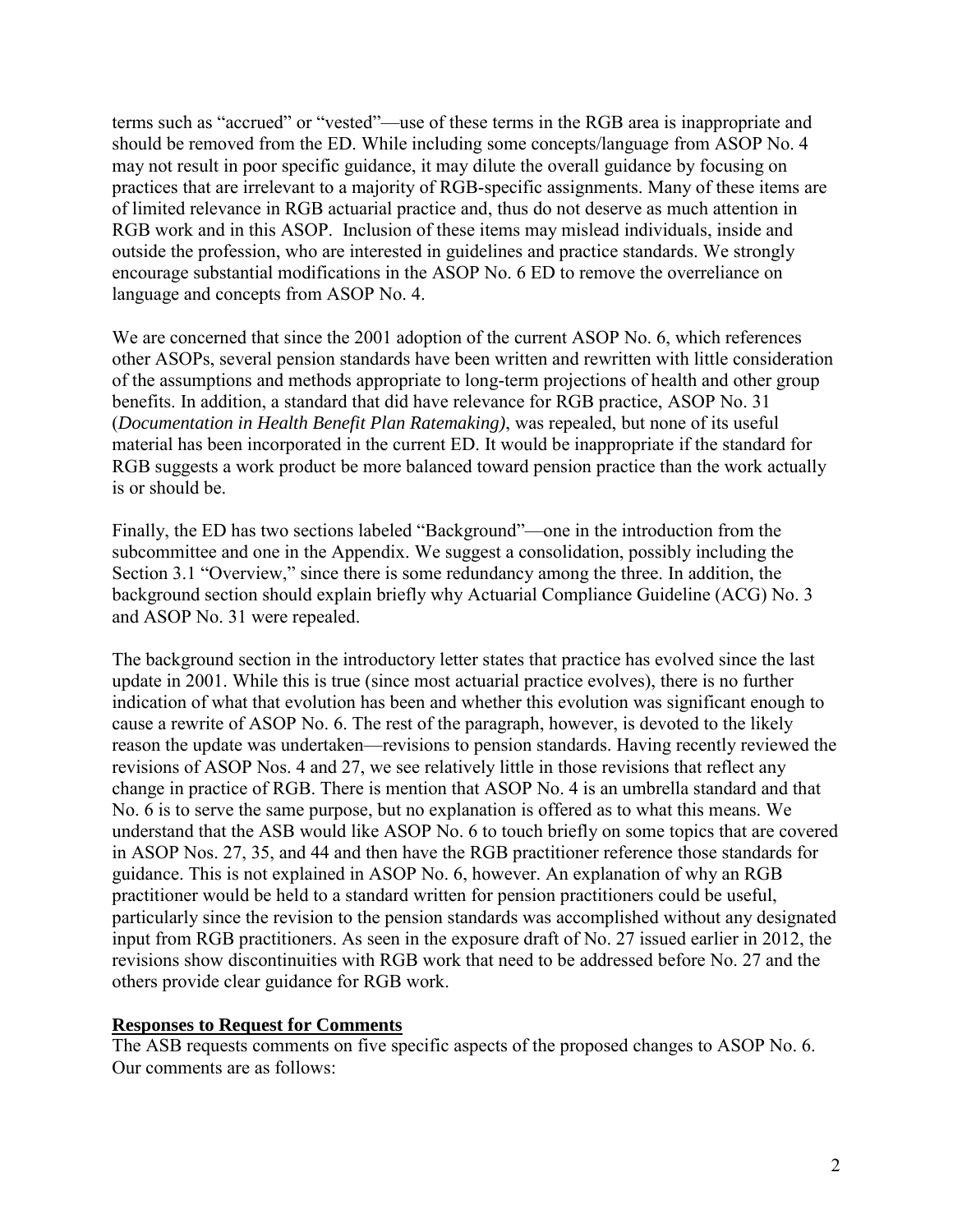terms such as "accrued" or "vested"—use of these terms in the RGB area is inappropriate and should be removed from the ED. While including some concepts/language from ASOP No. 4 may not result in poor specific guidance, it may dilute the overall guidance by focusing on practices that are irrelevant to a majority of RGB-specific assignments. Many of these items are of limited relevance in RGB actuarial practice and, thus do not deserve as much attention in RGB work and in this ASOP. Inclusion of these items may mislead individuals, inside and outside the profession, who are interested in guidelines and practice standards. We strongly encourage substantial modifications in the ASOP No. 6 ED to remove the overreliance on language and concepts from ASOP No. 4.

We are concerned that since the 2001 adoption of the current ASOP No. 6, which references other ASOPs, several pension standards have been written and rewritten with little consideration of the assumptions and methods appropriate to long-term projections of health and other group benefits. In addition, a standard that did have relevance for RGB practice, ASOP No. 31 (*Documentation in Health Benefit Plan Ratemaking)*, was repealed, but none of its useful material has been incorporated in the current ED. It would be inappropriate if the standard for RGB suggests a work product be more balanced toward pension practice than the work actually is or should be.

Finally, the ED has two sections labeled "Background"—one in the introduction from the subcommittee and one in the Appendix. We suggest a consolidation, possibly including the Section 3.1 "Overview," since there is some redundancy among the three. In addition, the background section should explain briefly why Actuarial Compliance Guideline (ACG) No. 3 and ASOP No. 31 were repealed.

The background section in the introductory letter states that practice has evolved since the last update in 2001. While this is true (since most actuarial practice evolves), there is no further indication of what that evolution has been and whether this evolution was significant enough to cause a rewrite of ASOP No. 6. The rest of the paragraph, however, is devoted to the likely reason the update was undertaken—revisions to pension standards. Having recently reviewed the revisions of ASOP Nos. 4 and 27, we see relatively little in those revisions that reflect any change in practice of RGB. There is mention that ASOP No. 4 is an umbrella standard and that No. 6 is to serve the same purpose, but no explanation is offered as to what this means. We understand that the ASB would like ASOP No. 6 to touch briefly on some topics that are covered in ASOP Nos. 27, 35, and 44 and then have the RGB practitioner reference those standards for guidance. This is not explained in ASOP No. 6, however. An explanation of why an RGB practitioner would be held to a standard written for pension practitioners could be useful, particularly since the revision to the pension standards was accomplished without any designated input from RGB practitioners. As seen in the exposure draft of No. 27 issued earlier in 2012, the revisions show discontinuities with RGB work that need to be addressed before No. 27 and the others provide clear guidance for RGB work.

**Responses to Request for Comments**

The ASB requests comments on five specific aspects of the proposed changes to ASOP No. 6. Our comments are as follows: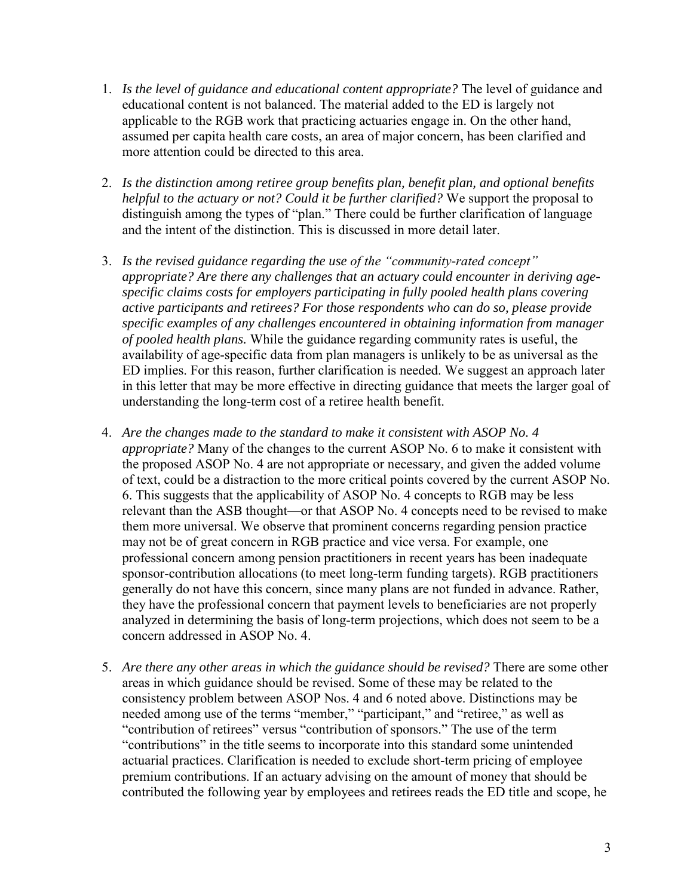1. *Is the level of guidance and educational content appropriate?* The level of guidance and educational content is not balanced. The material added to the ED is largely not applicable to the RGB work that practicing actuaries engage in. On the other hand, assumed per capita health care costs, an area of major concern, has been clarified and more attention could be directed to this area.

2. *Is the distinction among retiree group benefits plan, benefit plan, and optional benefits helpful to the actuary or not? Could it be further clarified?* We support the proposal to distinguish among the types of "plan." There could be further clarification of language and the intent of the distinction. This is discussed in more detail later.

3. *Is the revised guidance regarding the use of the "community-rated concept" appropriate? Are there any challenges that an actuary could encounter in deriving age-specific claims costs for employers participating in fully pooled health plans covering active participants and retirees? For those respondents who can do so, please provide specific examples of any challenges encountered in obtaining information from manager of pooled health plans.* While the guidance regarding community rates is useful, the availability of age-specific data from plan managers is unlikely to be as universal as the ED implies. For this reason, further clarification is needed. We suggest an approach later in this letter that may be more effective in directing guidance that meets the larger goal of understanding the long-term cost of a retiree health benefit.

4. *Are the changes made to the standard to make it consistent with ASOP No. 4 appropriate?* Many of the changes to the current ASOP No. 6 to make it consistent with the proposed ASOP No. 4 are not appropriate or necessary, and given the added volume of text, could be a distraction to the more critical points covered by the current ASOP No. 6. This suggests that the applicability of ASOP No. 4 concepts to RGB may be less relevant than the ASB thought—or that ASOP No. 4 concepts need to be revised to make them more universal. We observe that prominent concerns regarding pension practice may not be of great concern in RGB practice and vice versa. For example, one professional concern among pension practitioners in recent years has been inadequate sponsor-contribution allocations (to meet long-term funding targets). RGB practitioners generally do not have this concern, since many plans are not funded in advance. Rather, they have the professional concern that payment levels to beneficiaries are not properly analyzed in determining the basis of long-term projections, which does not seem to be a concern addressed in ASOP No. 4.

5. *Are there any other areas in which the guidance should be revised?* There are some other areas in which guidance should be revised. Some of these may be related to the consistency problem between ASOP Nos. 4 and 6 noted above. Distinctions may be needed among use of the terms "member," "participant," and "retiree," as well as "contribution of retirees" versus "contribution of sponsors." The use of the term "contributions" in the title seems to incorporate into this standard some unintended actuarial practices. Clarification is needed to exclude short-term pricing of employee premium contributions. If an actuary advising on the amount of money that should be contributed the following year by employees and retirees reads the ED title and scope, he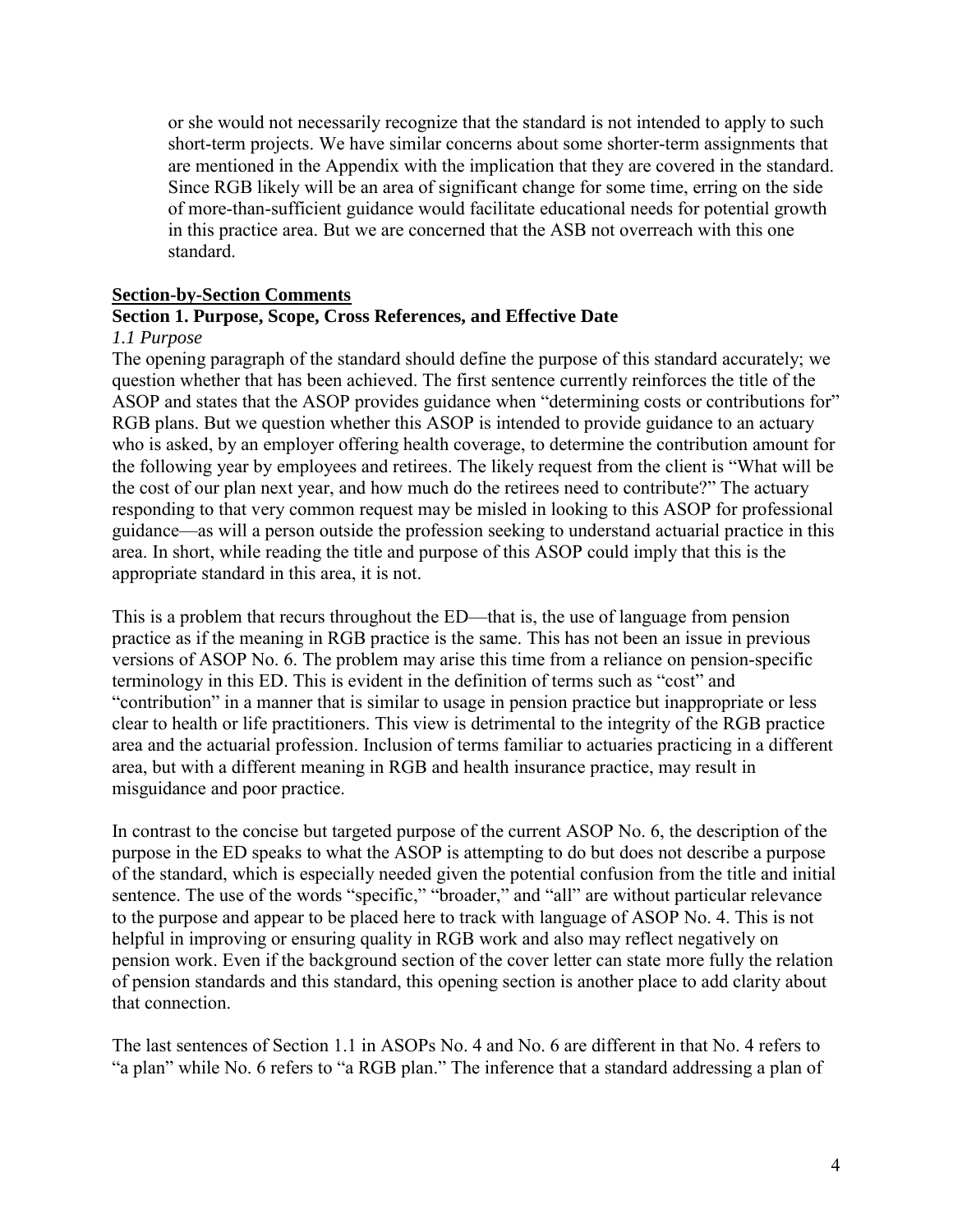or she would not necessarily recognize that the standard is not intended to apply to such short-term projects. We have similar concerns about some shorter-term assignments that are mentioned in the Appendix with the implication that they are covered in the standard. Since RGB likely will be an area of significant change for some time, erring on the side of more-than-sufficient guidance would facilitate educational needs for potential growth in this practice area. But we are concerned that the ASB not overreach with this one standard.

## Section-by-Section Comments

### Section 1. Purpose, Scope, Cross References, and Effective Date

*1.1 Purpose*

The opening paragraph of the standard should define the purpose of this standard accurately; we question whether that has been achieved. The first sentence currently reinforces the title of the ASOP and states that the ASOP provides guidance when "determining costs or contributions for" RGB plans. But we question whether this ASOP is intended to provide guidance to an actuary who is asked, by an employer offering health coverage, to determine the contribution amount for the following year by employees and retirees. The likely request from the client is "What will be the cost of our plan next year, and how much do the retirees need to contribute?" The actuary responding to that very common request may be misled in looking to this ASOP for professional guidance—as will a person outside the profession seeking to understand actuarial practice in this area. In short, while reading the title and purpose of this ASOP could imply that this is the appropriate standard in this area, it is not.

This is a problem that recurs throughout the ED—that is, the use of language from pension practice as if the meaning in RGB practice is the same. This has not been an issue in previous versions of ASOP No. 6. The problem may arise this time from a reliance on pension-specific terminology in this ED. This is evident in the definition of terms such as "cost" and "contribution" in a manner that is similar to usage in pension practice but inappropriate or less clear to health or life practitioners. This view is detrimental to the integrity of the RGB practice area and the actuarial profession. Inclusion of terms familiar to actuaries practicing in a different area, but with a different meaning in RGB and health insurance practice, may result in misguidance and poor practice.

In contrast to the concise but targeted purpose of the current ASOP No. 6, the description of the purpose in the ED speaks to what the ASOP is attempting to do but does not describe a purpose of the standard, which is especially needed given the potential confusion from the title and initial sentence. The use of the words "specific," "broader," and "all" are without particular relevance to the purpose and appear to be placed here to track with language of ASOP No. 4. This is not helpful in improving or ensuring quality in RGB work and also may reflect negatively on pension work. Even if the background section of the cover letter can state more fully the relation of pension standards and this standard, this opening section is another place to add clarity about that connection.

The last sentences of Section 1.1 in ASOPs No. 4 and No. 6 are different in that No. 4 refers to "a plan" while No. 6 refers to "a RGB plan." The inference that a standard addressing a plan of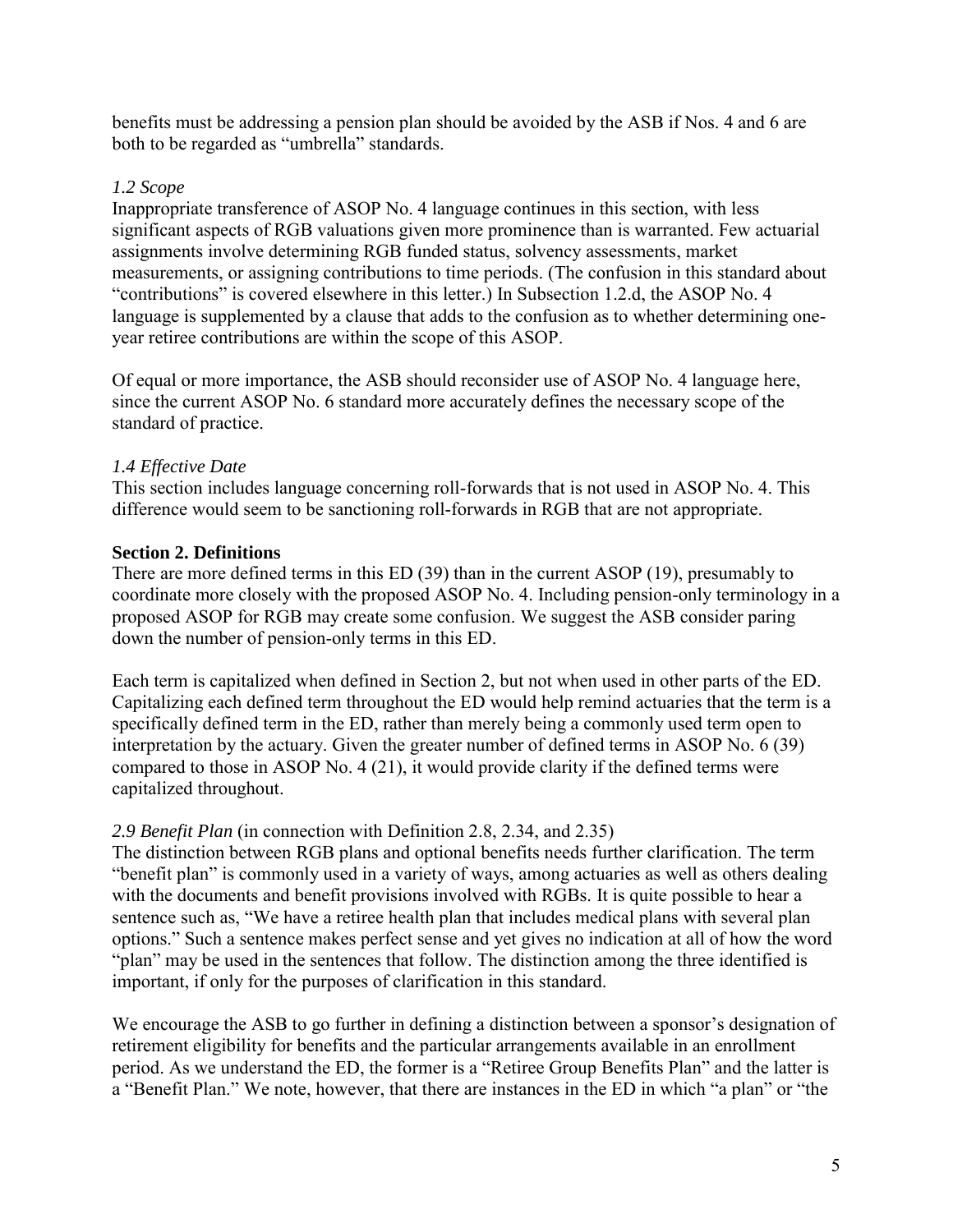benefits must be addressing a pension plan should be avoided by the ASB if Nos. 4 and 6 are both to be regarded as "umbrella" standards.

*1.2 Scope*

Inappropriate transference of ASOP No. 4 language continues in this section, with less significant aspects of RGB valuations given more prominence than is warranted. Few actuarial assignments involve determining RGB funded status, solvency assessments, market measurements, or assigning contributions to time periods. (The confusion in this standard about "contributions" is covered elsewhere in this letter.) In Subsection 1.2.d, the ASOP No. 4 language is supplemented by a clause that adds to the confusion as to whether determining one-year retiree contributions are within the scope of this ASOP.

Of equal or more importance, the ASB should reconsider use of ASOP No. 4 language here, since the current ASOP No. 6 standard more accurately defines the necessary scope of the standard of practice.

*1.4 Effective Date*

This section includes language concerning roll-forwards that is not used in ASOP No. 4. This difference would seem to be sanctioning roll-forwards in RGB that are not appropriate.

**Section 2. Definitions**

There are more defined terms in this ED (39) than in the current ASOP (19), presumably to coordinate more closely with the proposed ASOP No. 4. Including pension-only terminology in a proposed ASOP for RGB may create some confusion. We suggest the ASB consider paring down the number of pension-only terms in this ED.

Each term is capitalized when defined in Section 2, but not when used in other parts of the ED. Capitalizing each defined term throughout the ED would help remind actuaries that the term is a specifically defined term in the ED, rather than merely being a commonly used term open to interpretation by the actuary. Given the greater number of defined terms in ASOP No. 6 (39) compared to those in ASOP No. 4 (21), it would provide clarity if the defined terms were capitalized throughout.

*2.9 Benefit Plan* (in connection with Definition 2.8, 2.34, and 2.35)

The distinction between RGB plans and optional benefits needs further clarification. The term "benefit plan" is commonly used in a variety of ways, among actuaries as well as others dealing with the documents and benefit provisions involved with RGBs. It is quite possible to hear a sentence such as, "We have a retiree health plan that includes medical plans with several plan options." Such a sentence makes perfect sense and yet gives no indication at all of how the word "plan" may be used in the sentences that follow. The distinction among the three identified is important, if only for the purposes of clarification in this standard.

We encourage the ASB to go further in defining a distinction between a sponsor's designation of retirement eligibility for benefits and the particular arrangements available in an enrollment period. As we understand the ED, the former is a "Retiree Group Benefits Plan" and the latter is a "Benefit Plan." We note, however, that there are instances in the ED in which "a plan" or "the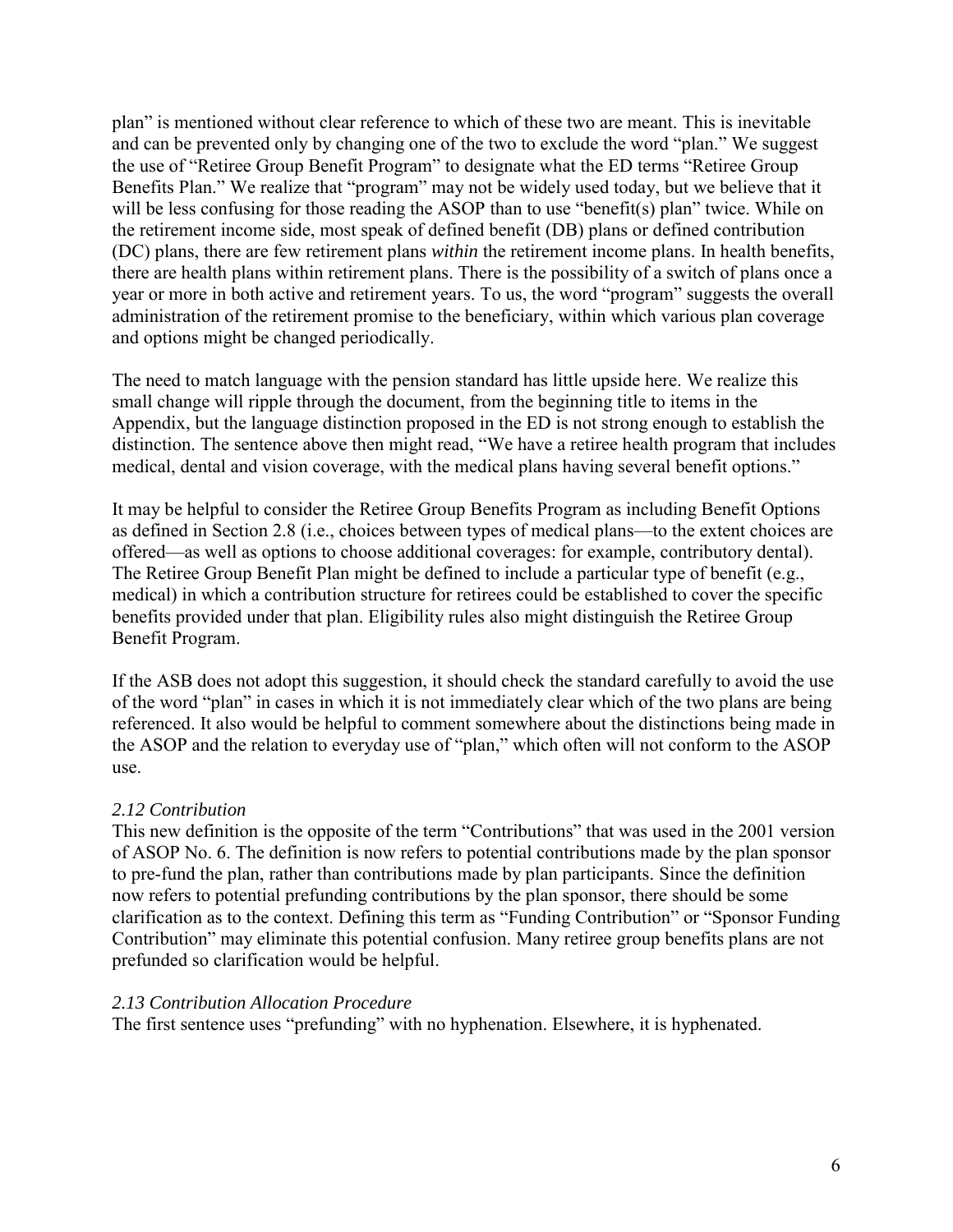plan" is mentioned without clear reference to which of these two are meant. This is inevitable and can be prevented only by changing one of the two to exclude the word "plan." We suggest the use of "Retiree Group Benefit Program" to designate what the ED terms "Retiree Group Benefits Plan." We realize that "program" may not be widely used today, but we believe that it will be less confusing for those reading the ASOP than to use "benefit(s) plan" twice. While on the retirement income side, most speak of defined benefit (DB) plans or defined contribution (DC) plans, there are few retirement plans *within* the retirement income plans. In health benefits, there are health plans within retirement plans. There is the possibility of a switch of plans once a year or more in both active and retirement years. To us, the word "program" suggests the overall administration of the retirement promise to the beneficiary, within which various plan coverage and options might be changed periodically.

The need to match language with the pension standard has little upside here. We realize this small change will ripple through the document, from the beginning title to items in the Appendix, but the language distinction proposed in the ED is not strong enough to establish the distinction. The sentence above then might read, "We have a retiree health program that includes medical, dental and vision coverage, with the medical plans having several benefit options."

It may be helpful to consider the Retiree Group Benefits Program as including Benefit Options as defined in Section 2.8 (i.e., choices between types of medical plans—to the extent choices are offered—as well as options to choose additional coverages: for example, contributory dental). The Retiree Group Benefit Plan might be defined to include a particular type of benefit (e.g., medical) in which a contribution structure for retirees could be established to cover the specific benefits provided under that plan. Eligibility rules also might distinguish the Retiree Group Benefit Program.

If the ASB does not adopt this suggestion, it should check the standard carefully to avoid the use of the word "plan" in cases in which it is not immediately clear which of the two plans are being referenced. It also would be helpful to comment somewhere about the distinctions being made in the ASOP and the relation to everyday use of "plan," which often will not conform to the ASOP use.

*2.12 Contribution*

This new definition is the opposite of the term "Contributions" that was used in the 2001 version of ASOP No. 6. The definition is now refers to potential contributions made by the plan sponsor to pre-fund the plan, rather than contributions made by plan participants. Since the definition now refers to potential prefunding contributions by the plan sponsor, there should be some clarification as to the context. Defining this term as "Funding Contribution" or "Sponsor Funding Contribution" may eliminate this potential confusion. Many retiree group benefits plans are not prefunded so clarification would be helpful.

*2.13 Contribution Allocation Procedure*

The first sentence uses "prefunding" with no hyphenation. Elsewhere, it is hyphenated.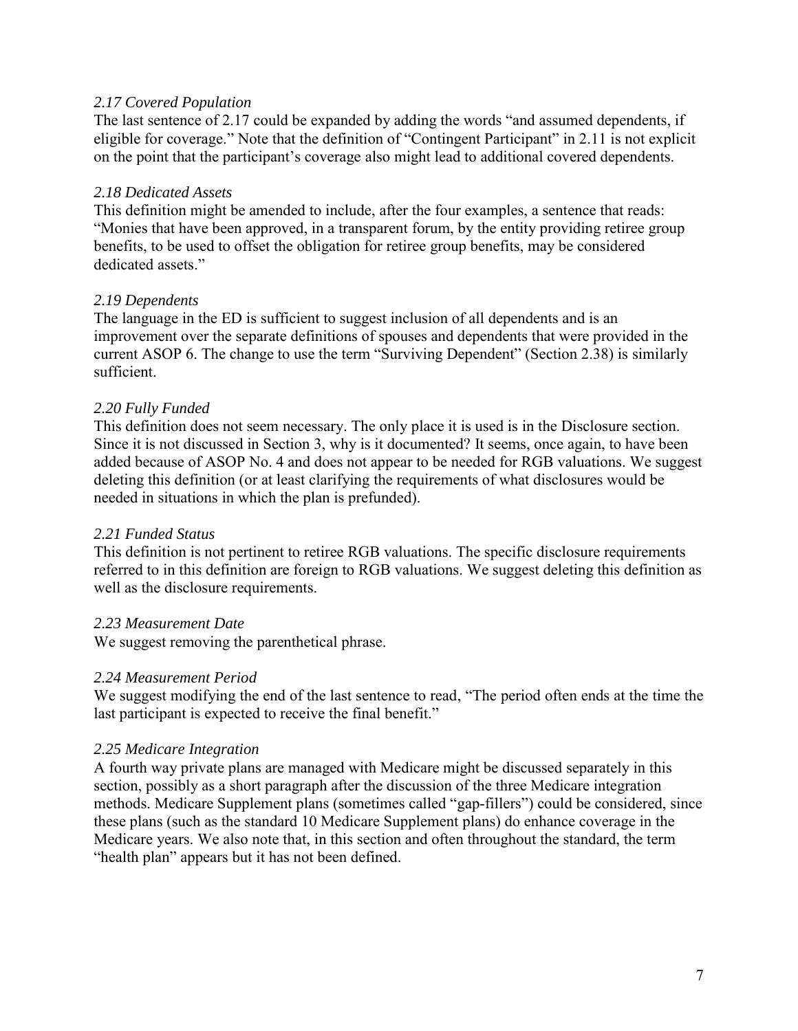*2.17 Covered Population*

The last sentence of 2.17 could be expanded by adding the words "and assumed dependents, if eligible for coverage." Note that the definition of "Contingent Participant" in 2.11 is not explicit on the point that the participant's coverage also might lead to additional covered dependents.

*2.18 Dedicated Assets*

This definition might be amended to include, after the four examples, a sentence that reads: "Monies that have been approved, in a transparent forum, by the entity providing retiree group benefits, to be used to offset the obligation for retiree group benefits, may be considered dedicated assets."

*2.19 Dependents*

The language in the ED is sufficient to suggest inclusion of all dependents and is an improvement over the separate definitions of spouses and dependents that were provided in the current ASOP 6. The change to use the term "Surviving Dependent" (Section 2.38) is similarly sufficient.

*2.20 Fully Funded*

This definition does not seem necessary. The only place it is used is in the Disclosure section. Since it is not discussed in Section 3, why is it documented? It seems, once again, to have been added because of ASOP No. 4 and does not appear to be needed for RGB valuations. We suggest deleting this definition (or at least clarifying the requirements of what disclosures would be needed in situations in which the plan is prefunded).

*2.21 Funded Status*

This definition is not pertinent to retiree RGB valuations. The specific disclosure requirements referred to in this definition are foreign to RGB valuations. We suggest deleting this definition as well as the disclosure requirements.

*2.23 Measurement Date*

We suggest removing the parenthetical phrase.

*2.24 Measurement Period*

We suggest modifying the end of the last sentence to read, "The period often ends at the time the last participant is expected to receive the final benefit."

*2.25 Medicare Integration*

A fourth way private plans are managed with Medicare might be discussed separately in this section, possibly as a short paragraph after the discussion of the three Medicare integration methods. Medicare Supplement plans (sometimes called "gap-fillers") could be considered, since these plans (such as the standard 10 Medicare Supplement plans) do enhance coverage in the Medicare years. We also note that, in this section and often throughout the standard, the term "health plan" appears but it has not been defined.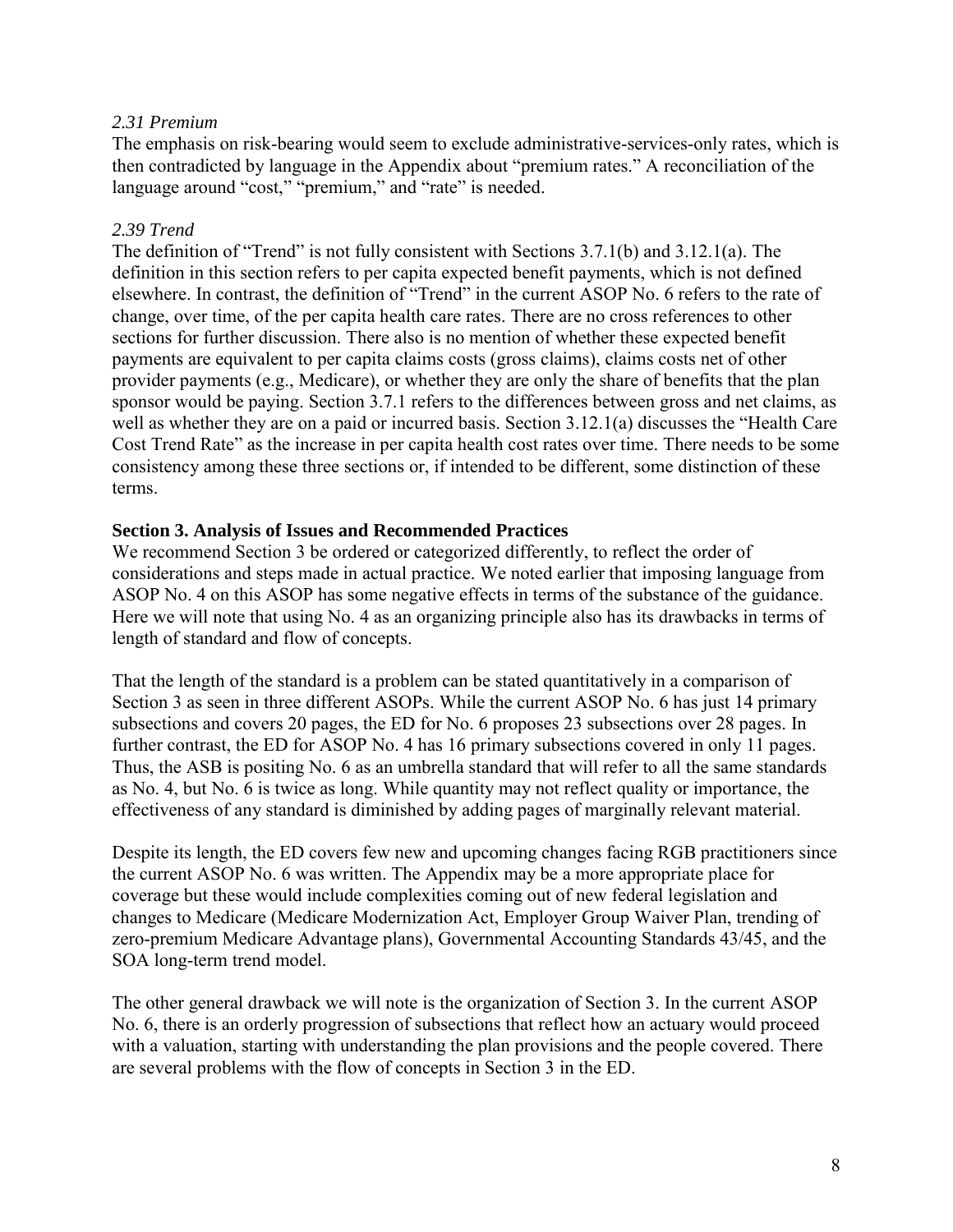*2.31 Premium*

The emphasis on risk-bearing would seem to exclude administrative-services-only rates, which is then contradicted by language in the Appendix about "premium rates." A reconciliation of the language around "cost," "premium," and "rate" is needed.

*2.39 Trend*

The definition of "Trend" is not fully consistent with Sections 3.7.1(b) and 3.12.1(a). The definition in this section refers to per capita expected benefit payments, which is not defined elsewhere. In contrast, the definition of "Trend" in the current ASOP No. 6 refers to the rate of change, over time, of the per capita health care rates. There are no cross references to other sections for further discussion. There also is no mention of whether these expected benefit payments are equivalent to per capita claims costs (gross claims), claims costs net of other provider payments (e.g., Medicare), or whether they are only the share of benefits that the plan sponsor would be paying. Section 3.7.1 refers to the differences between gross and net claims, as well as whether they are on a paid or incurred basis. Section 3.12.1(a) discusses the "Health Care Cost Trend Rate" as the increase in per capita health cost rates over time. There needs to be some consistency among these three sections or, if intended to be different, some distinction of these terms.

**Section 3. Analysis of Issues and Recommended Practices**

We recommend Section 3 be ordered or categorized differently, to reflect the order of considerations and steps made in actual practice. We noted earlier that imposing language from ASOP No. 4 on this ASOP has some negative effects in terms of the substance of the guidance. Here we will note that using No. 4 as an organizing principle also has its drawbacks in terms of length of standard and flow of concepts.

That the length of the standard is a problem can be stated quantitatively in a comparison of Section 3 as seen in three different ASOPs. While the current ASOP No. 6 has just 14 primary subsections and covers 20 pages, the ED for No. 6 proposes 23 subsections over 28 pages. In further contrast, the ED for ASOP No. 4 has 16 primary subsections covered in only 11 pages. Thus, the ASB is positing No. 6 as an umbrella standard that will refer to all the same standards as No. 4, but No. 6 is twice as long. While quantity may not reflect quality or importance, the effectiveness of any standard is diminished by adding pages of marginally relevant material.

Despite its length, the ED covers few new and upcoming changes facing RGB practitioners since the current ASOP No. 6 was written. The Appendix may be a more appropriate place for coverage but these would include complexities coming out of new federal legislation and changes to Medicare (Medicare Modernization Act, Employer Group Waiver Plan, trending of zero-premium Medicare Advantage plans), Governmental Accounting Standards 43/45, and the SOA long-term trend model.

The other general drawback we will note is the organization of Section 3. In the current ASOP No. 6, there is an orderly progression of subsections that reflect how an actuary would proceed with a valuation, starting with understanding the plan provisions and the people covered. There are several problems with the flow of concepts in Section 3 in the ED.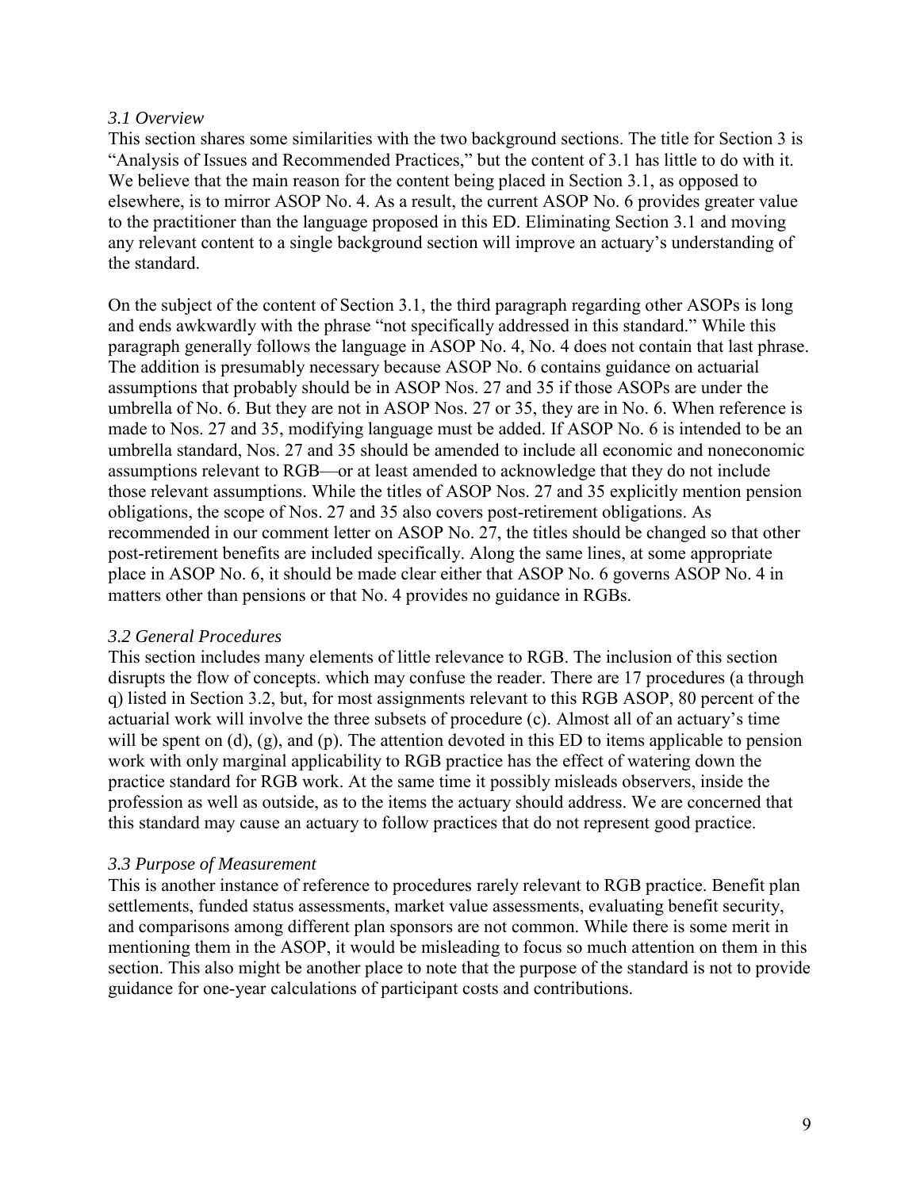*3.1 Overview*

This section shares some similarities with the two background sections. The title for Section 3 is "Analysis of Issues and Recommended Practices," but the content of 3.1 has little to do with it. We believe that the main reason for the content being placed in Section 3.1, as opposed to elsewhere, is to mirror ASOP No. 4. As a result, the current ASOP No. 6 provides greater value to the practitioner than the language proposed in this ED. Eliminating Section 3.1 and moving any relevant content to a single background section will improve an actuary's understanding of the standard.

On the subject of the content of Section 3.1, the third paragraph regarding other ASOPs is long and ends awkwardly with the phrase "not specifically addressed in this standard." While this paragraph generally follows the language in ASOP No. 4, No. 4 does not contain that last phrase. The addition is presumably necessary because ASOP No. 6 contains guidance on actuarial assumptions that probably should be in ASOP Nos. 27 and 35 if those ASOPs are under the umbrella of No. 6. But they are not in ASOP Nos. 27 or 35, they are in No. 6. When reference is made to Nos. 27 and 35, modifying language must be added. If ASOP No. 6 is intended to be an umbrella standard, Nos. 27 and 35 should be amended to include all economic and noneconomic assumptions relevant to RGB—or at least amended to acknowledge that they do not include those relevant assumptions. While the titles of ASOP Nos. 27 and 35 explicitly mention pension obligations, the scope of Nos. 27 and 35 also covers post-retirement obligations. As recommended in our comment letter on ASOP No. 27, the titles should be changed so that other post-retirement benefits are included specifically. Along the same lines, at some appropriate place in ASOP No. 6, it should be made clear either that ASOP No. 6 governs ASOP No. 4 in matters other than pensions or that No. 4 provides no guidance in RGBs.

*3.2 General Procedures*

This section includes many elements of little relevance to RGB. The inclusion of this section disrupts the flow of concepts. which may confuse the reader. There are 17 procedures (a through q) listed in Section 3.2, but, for most assignments relevant to this RGB ASOP, 80 percent of the actuarial work will involve the three subsets of procedure (c). Almost all of an actuary's time will be spent on (d), (g), and (p). The attention devoted in this ED to items applicable to pension work with only marginal applicability to RGB practice has the effect of watering down the practice standard for RGB work. At the same time it possibly misleads observers, inside the profession as well as outside, as to the items the actuary should address. We are concerned that this standard may cause an actuary to follow practices that do not represent good practice.

*3.3 Purpose of Measurement*

This is another instance of reference to procedures rarely relevant to RGB practice. Benefit plan settlements, funded status assessments, market value assessments, evaluating benefit security, and comparisons among different plan sponsors are not common. While there is some merit in mentioning them in the ASOP, it would be misleading to focus so much attention on them in this section. This also might be another place to note that the purpose of the standard is not to provide guidance for one-year calculations of participant costs and contributions.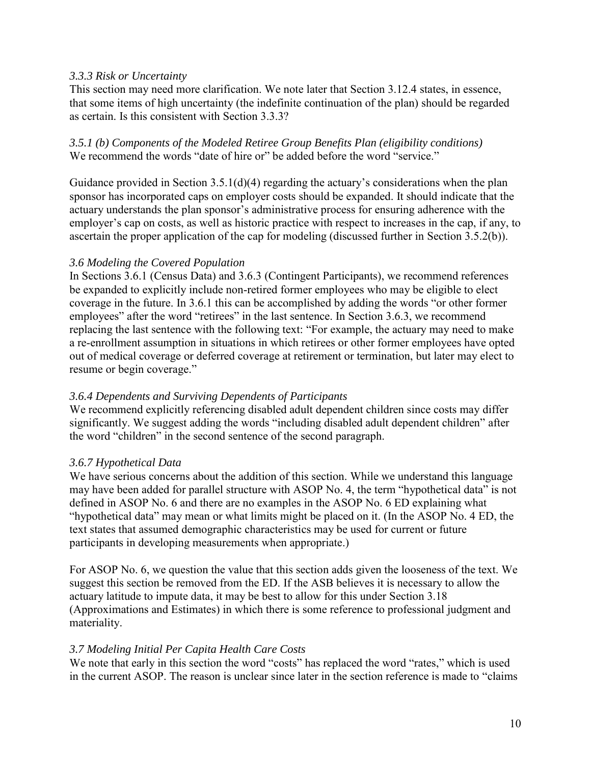*3.3.3 Risk or Uncertainty*

This section may need more clarification. We note later that Section 3.12.4 states, in essence, that some items of high uncertainty (the indefinite continuation of the plan) should be regarded as certain. Is this consistent with Section 3.3.3?

*3.5.1 (b) Components of the Modeled Retiree Group Benefits Plan (eligibility conditions)*

We recommend the words "date of hire or" be added before the word "service."

Guidance provided in Section 3.5.1(d)(4) regarding the actuary's considerations when the plan sponsor has incorporated caps on employer costs should be expanded. It should indicate that the actuary understands the plan sponsor's administrative process for ensuring adherence with the employer's cap on costs, as well as historic practice with respect to increases in the cap, if any, to ascertain the proper application of the cap for modeling (discussed further in Section 3.5.2(b)).

*3.6 Modeling the Covered Population*

In Sections 3.6.1 (Census Data) and 3.6.3 (Contingent Participants), we recommend references be expanded to explicitly include non-retired former employees who may be eligible to elect coverage in the future. In 3.6.1 this can be accomplished by adding the words "or other former employees" after the word "retirees" in the last sentence. In Section 3.6.3, we recommend replacing the last sentence with the following text: "For example, the actuary may need to make a re-enrollment assumption in situations in which retirees or other former employees have opted out of medical coverage or deferred coverage at retirement or termination, but later may elect to resume or begin coverage."

*3.6.4 Dependents and Surviving Dependents of Participants*

We recommend explicitly referencing disabled adult dependent children since costs may differ significantly. We suggest adding the words "including disabled adult dependent children" after the word "children" in the second sentence of the second paragraph.

*3.6.7 Hypothetical Data*

We have serious concerns about the addition of this section. While we understand this language may have been added for parallel structure with ASOP No. 4, the term "hypothetical data" is not defined in ASOP No. 6 and there are no examples in the ASOP No. 6 ED explaining what "hypothetical data" may mean or what limits might be placed on it. (In the ASOP No. 4 ED, the text states that assumed demographic characteristics may be used for current or future participants in developing measurements when appropriate.)

For ASOP No. 6, we question the value that this section adds given the looseness of the text. We suggest this section be removed from the ED. If the ASB believes it is necessary to allow the actuary latitude to impute data, it may be best to allow for this under Section 3.18 (Approximations and Estimates) in which there is some reference to professional judgment and materiality.

*3.7 Modeling Initial Per Capita Health Care Costs*

We note that early in this section the word "costs" has replaced the word "rates," which is used in the current ASOP. The reason is unclear since later in the section reference is made to "claims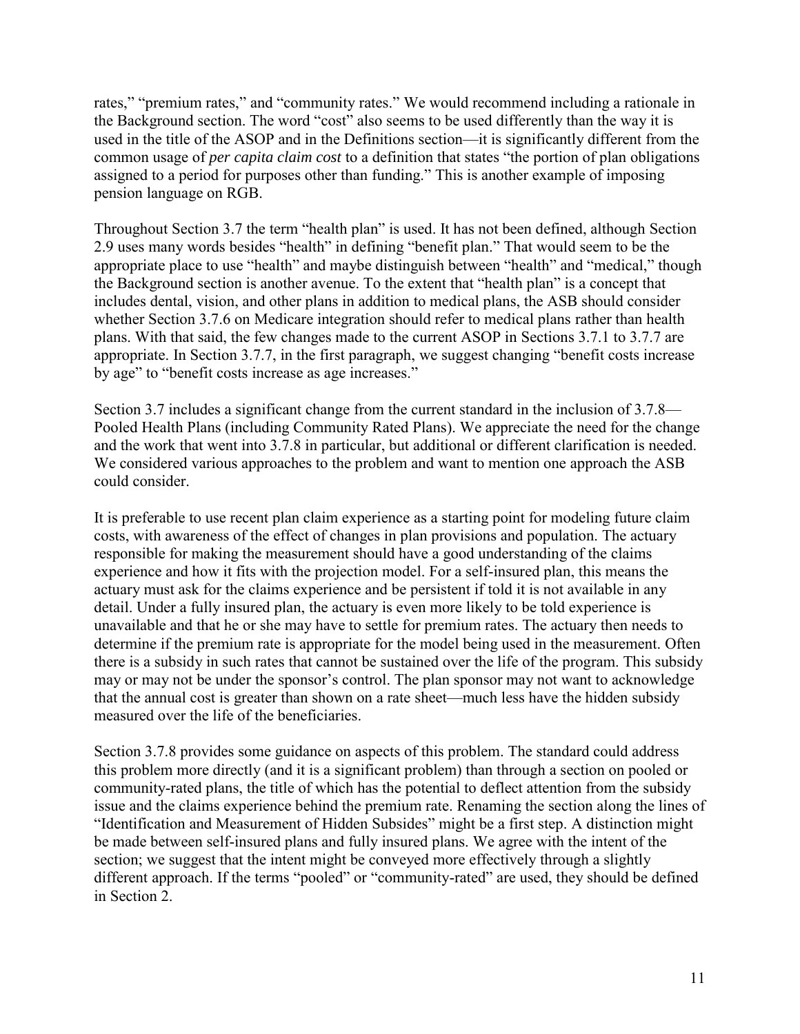rates," "premium rates," and "community rates." We would recommend including a rationale in the Background section. The word "cost" also seems to be used differently than the way it is used in the title of the ASOP and in the Definitions section—it is significantly different from the common usage of *per capita claim cost* to a definition that states "the portion of plan obligations assigned to a period for purposes other than funding." This is another example of imposing pension language on RGB.

Throughout Section 3.7 the term "health plan" is used. It has not been defined, although Section 2.9 uses many words besides "health" in defining "benefit plan." That would seem to be the appropriate place to use "health" and maybe distinguish between "health" and "medical," though the Background section is another avenue. To the extent that "health plan" is a concept that includes dental, vision, and other plans in addition to medical plans, the ASB should consider whether Section 3.7.6 on Medicare integration should refer to medical plans rather than health plans. With that said, the few changes made to the current ASOP in Sections 3.7.1 to 3.7.7 are appropriate. In Section 3.7.7, in the first paragraph, we suggest changing "benefit costs increase by age" to "benefit costs increase as age increases."

Section 3.7 includes a significant change from the current standard in the inclusion of 3.7.8—Pooled Health Plans (including Community Rated Plans). We appreciate the need for the change and the work that went into 3.7.8 in particular, but additional or different clarification is needed. We considered various approaches to the problem and want to mention one approach the ASB could consider.

It is preferable to use recent plan claim experience as a starting point for modeling future claim costs, with awareness of the effect of changes in plan provisions and population. The actuary responsible for making the measurement should have a good understanding of the claims experience and how it fits with the projection model. For a self-insured plan, this means the actuary must ask for the claims experience and be persistent if told it is not available in any detail. Under a fully insured plan, the actuary is even more likely to be told experience is unavailable and that he or she may have to settle for premium rates. The actuary then needs to determine if the premium rate is appropriate for the model being used in the measurement. Often there is a subsidy in such rates that cannot be sustained over the life of the program. This subsidy may or may not be under the sponsor's control. The plan sponsor may not want to acknowledge that the annual cost is greater than shown on a rate sheet—much less have the hidden subsidy measured over the life of the beneficiaries.

Section 3.7.8 provides some guidance on aspects of this problem. The standard could address this problem more directly (and it is a significant problem) than through a section on pooled or community-rated plans, the title of which has the potential to deflect attention from the subsidy issue and the claims experience behind the premium rate. Renaming the section along the lines of "Identification and Measurement of Hidden Subsides" might be a first step. A distinction might be made between self-insured plans and fully insured plans. We agree with the intent of the section; we suggest that the intent might be conveyed more effectively through a slightly different approach. If the terms "pooled" or "community-rated" are used, they should be defined in Section 2.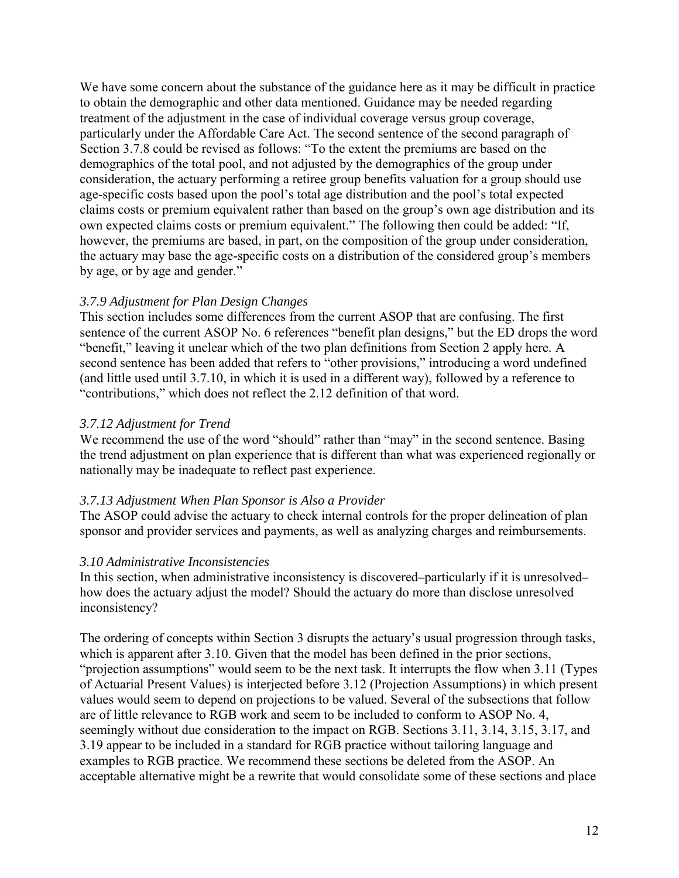We have some concern about the substance of the guidance here as it may be difficult in practice to obtain the demographic and other data mentioned. Guidance may be needed regarding treatment of the adjustment in the case of individual coverage versus group coverage, particularly under the Affordable Care Act. The second sentence of the second paragraph of Section 3.7.8 could be revised as follows: "To the extent the premiums are based on the demographics of the total pool, and not adjusted by the demographics of the group under consideration, the actuary performing a retiree group benefits valuation for a group should use age-specific costs based upon the pool's total age distribution and the pool's total expected claims costs or premium equivalent rather than based on the group's own age distribution and its own expected claims costs or premium equivalent." The following then could be added: "If, however, the premiums are based, in part, on the composition of the group under consideration, the actuary may base the age-specific costs on a distribution of the considered group's members by age, or by age and gender."

*3.7.9 Adjustment for Plan Design Changes*

This section includes some differences from the current ASOP that are confusing. The first sentence of the current ASOP No. 6 references "benefit plan designs," but the ED drops the word "benefit," leaving it unclear which of the two plan definitions from Section 2 apply here. A second sentence has been added that refers to "other provisions," introducing a word undefined (and little used until 3.7.10, in which it is used in a different way), followed by a reference to "contributions," which does not reflect the 2.12 definition of that word.

*3.7.12 Adjustment for Trend*

We recommend the use of the word "should" rather than "may" in the second sentence. Basing the trend adjustment on plan experience that is different than what was experienced regionally or nationally may be inadequate to reflect past experience.

*3.7.13 Adjustment When Plan Sponsor is Also a Provider*

The ASOP could advise the actuary to check internal controls for the proper delineation of plan sponsor and provider services and payments, as well as analyzing charges and reimbursements.

*3.10 Administrative Inconsistencies*

In this section, when administrative inconsistency is discovered–particularly if it is unresolved–how does the actuary adjust the model? Should the actuary do more than disclose unresolved inconsistency?

The ordering of concepts within Section 3 disrupts the actuary's usual progression through tasks, which is apparent after 3.10. Given that the model has been defined in the prior sections, "projection assumptions" would seem to be the next task. It interrupts the flow when 3.11 (Types of Actuarial Present Values) is interjected before 3.12 (Projection Assumptions) in which present values would seem to depend on projections to be valued. Several of the subsections that follow are of little relevance to RGB work and seem to be included to conform to ASOP No. 4, seemingly without due consideration to the impact on RGB. Sections 3.11, 3.14, 3.15, 3.17, and 3.19 appear to be included in a standard for RGB practice without tailoring language and examples to RGB practice. We recommend these sections be deleted from the ASOP. An acceptable alternative might be a rewrite that would consolidate some of these sections and place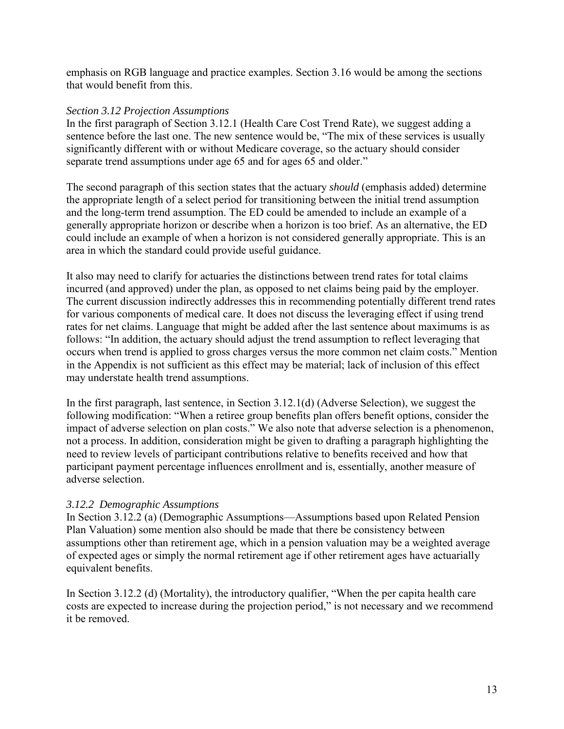emphasis on RGB language and practice examples. Section 3.16 would be among the sections that would benefit from this.

*Section 3.12 Projection Assumptions*

In the first paragraph of Section 3.12.1 (Health Care Cost Trend Rate), we suggest adding a sentence before the last one. The new sentence would be, "The mix of these services is usually significantly different with or without Medicare coverage, so the actuary should consider separate trend assumptions under age 65 and for ages 65 and older."

The second paragraph of this section states that the actuary *should* (emphasis added) determine the appropriate length of a select period for transitioning between the initial trend assumption and the long-term trend assumption. The ED could be amended to include an example of a generally appropriate horizon or describe when a horizon is too brief. As an alternative, the ED could include an example of when a horizon is not considered generally appropriate. This is an area in which the standard could provide useful guidance.

It also may need to clarify for actuaries the distinctions between trend rates for total claims incurred (and approved) under the plan, as opposed to net claims being paid by the employer. The current discussion indirectly addresses this in recommending potentially different trend rates for various components of medical care. It does not discuss the leveraging effect if using trend rates for net claims. Language that might be added after the last sentence about maximums is as follows: "In addition, the actuary should adjust the trend assumption to reflect leveraging that occurs when trend is applied to gross charges versus the more common net claim costs." Mention in the Appendix is not sufficient as this effect may be material; lack of inclusion of this effect may understate health trend assumptions.

In the first paragraph, last sentence, in Section 3.12.1(d) (Adverse Selection), we suggest the following modification: "When a retiree group benefits plan offers benefit options, consider the impact of adverse selection on plan costs." We also note that adverse selection is a phenomenon, not a process. In addition, consideration might be given to drafting a paragraph highlighting the need to review levels of participant contributions relative to benefits received and how that participant payment percentage influences enrollment and is, essentially, another measure of adverse selection.

*3.12.2 Demographic Assumptions*

In Section 3.12.2 (a) (Demographic Assumptions—Assumptions based upon Related Pension Plan Valuation) some mention also should be made that there be consistency between assumptions other than retirement age, which in a pension valuation may be a weighted average of expected ages or simply the normal retirement age if other retirement ages have actuarially equivalent benefits.

In Section 3.12.2 (d) (Mortality), the introductory qualifier, "When the per capita health care costs are expected to increase during the projection period," is not necessary and we recommend it be removed.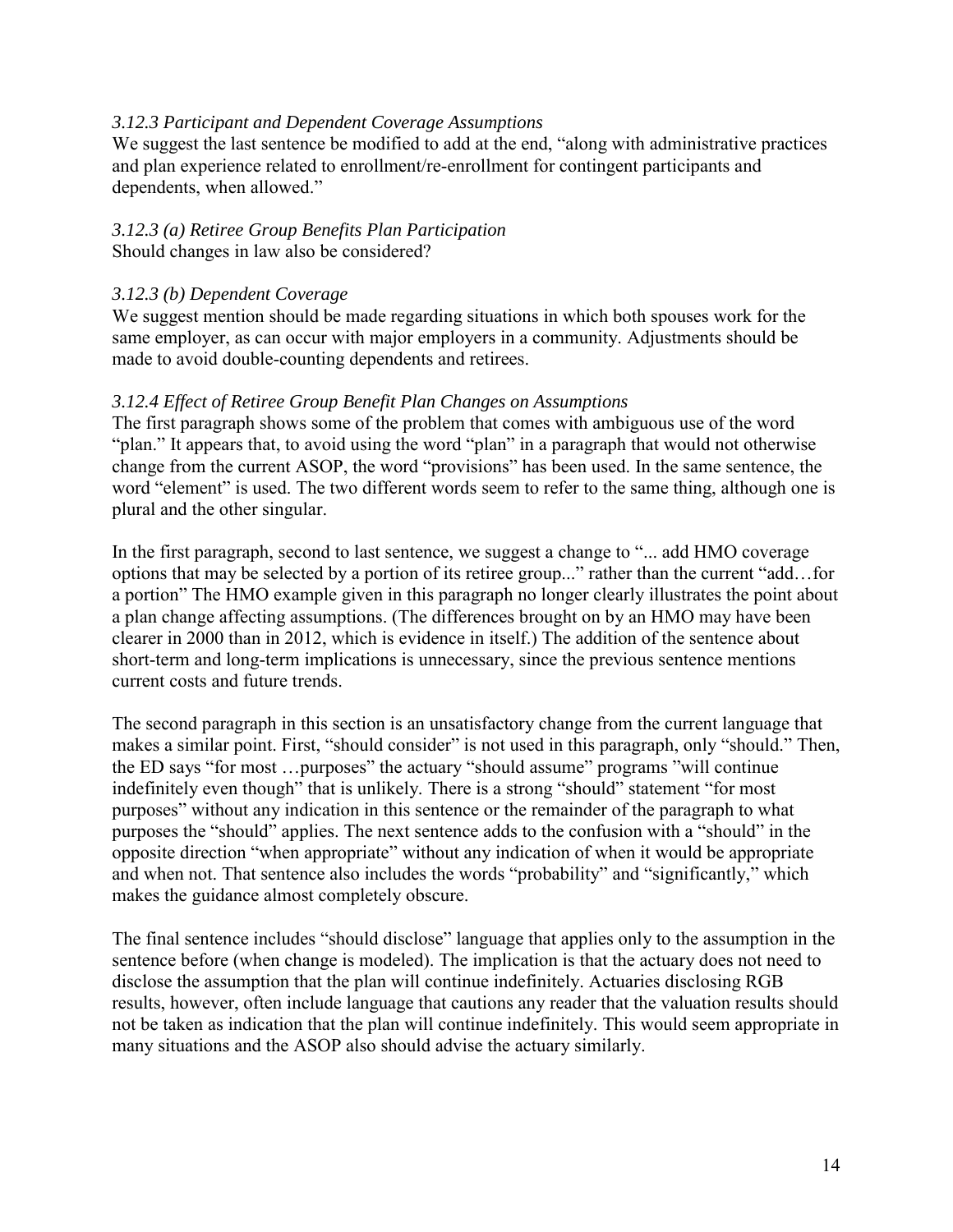*3.12.3 Participant and Dependent Coverage Assumptions*

We suggest the last sentence be modified to add at the end, "along with administrative practices and plan experience related to enrollment/re-enrollment for contingent participants and dependents, when allowed."

*3.12.3 (a) Retiree Group Benefits Plan Participation*

Should changes in law also be considered?

*3.12.3 (b) Dependent Coverage*

We suggest mention should be made regarding situations in which both spouses work for the same employer, as can occur with major employers in a community. Adjustments should be made to avoid double-counting dependents and retirees.

*3.12.4 Effect of Retiree Group Benefit Plan Changes on Assumptions*

The first paragraph shows some of the problem that comes with ambiguous use of the word "plan." It appears that, to avoid using the word "plan" in a paragraph that would not otherwise change from the current ASOP, the word "provisions" has been used. In the same sentence, the word "element" is used. The two different words seem to refer to the same thing, although one is plural and the other singular.

In the first paragraph, second to last sentence, we suggest a change to "... add HMO coverage options that may be selected by a portion of its retiree group..." rather than the current "add…for a portion" The HMO example given in this paragraph no longer clearly illustrates the point about a plan change affecting assumptions. (The differences brought on by an HMO may have been clearer in 2000 than in 2012, which is evidence in itself.) The addition of the sentence about short-term and long-term implications is unnecessary, since the previous sentence mentions current costs and future trends.

The second paragraph in this section is an unsatisfactory change from the current language that makes a similar point. First, "should consider" is not used in this paragraph, only "should." Then, the ED says "for most …purposes" the actuary "should assume" programs "will continue indefinitely even though" that is unlikely. There is a strong "should" statement "for most purposes" without any indication in this sentence or the remainder of the paragraph to what purposes the "should" applies. The next sentence adds to the confusion with a "should" in the opposite direction "when appropriate" without any indication of when it would be appropriate and when not. That sentence also includes the words "probability" and "significantly," which makes the guidance almost completely obscure.

The final sentence includes "should disclose" language that applies only to the assumption in the sentence before (when change is modeled). The implication is that the actuary does not need to disclose the assumption that the plan will continue indefinitely. Actuaries disclosing RGB results, however, often include language that cautions any reader that the valuation results should not be taken as indication that the plan will continue indefinitely. This would seem appropriate in many situations and the ASOP also should advise the actuary similarly.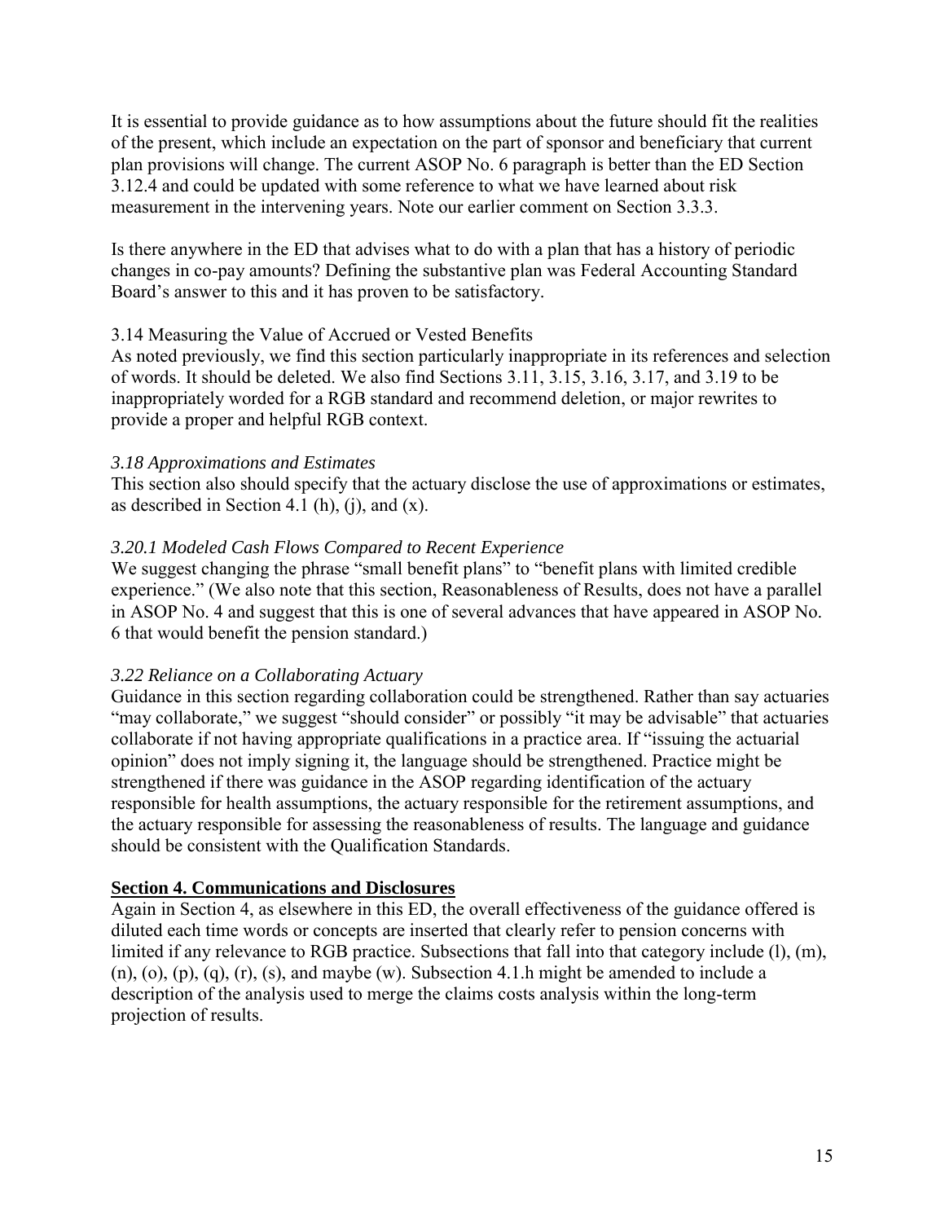It is essential to provide guidance as to how assumptions about the future should fit the realities of the present, which include an expectation on the part of sponsor and beneficiary that current plan provisions will change. The current ASOP No. 6 paragraph is better than the ED Section 3.12.4 and could be updated with some reference to what we have learned about risk measurement in the intervening years. Note our earlier comment on Section 3.3.3.

Is there anywhere in the ED that advises what to do with a plan that has a history of periodic changes in co-pay amounts? Defining the substantive plan was Federal Accounting Standard Board's answer to this and it has proven to be satisfactory.

3.14 Measuring the Value of Accrued or Vested Benefits
As noted previously, we find this section particularly inappropriate in its references and selection of words. It should be deleted. We also find Sections 3.11, 3.15, 3.16, 3.17, and 3.19 to be inappropriately worded for a RGB standard and recommend deletion, or major rewrites to provide a proper and helpful RGB context.

*3.18 Approximations and Estimates*
This section also should specify that the actuary disclose the use of approximations or estimates, as described in Section 4.1 (h), (j), and (x).

*3.20.1 Modeled Cash Flows Compared to Recent Experience*
We suggest changing the phrase "small benefit plans" to "benefit plans with limited credible experience." (We also note that this section, Reasonableness of Results, does not have a parallel in ASOP No. 4 and suggest that this is one of several advances that have appeared in ASOP No. 6 that would benefit the pension standard.)

*3.22 Reliance on a Collaborating Actuary*
Guidance in this section regarding collaboration could be strengthened. Rather than say actuaries "may collaborate," we suggest "should consider" or possibly "it may be advisable" that actuaries collaborate if not having appropriate qualifications in a practice area. If "issuing the actuarial opinion" does not imply signing it, the language should be strengthened. Practice might be strengthened if there was guidance in the ASOP regarding identification of the actuary responsible for health assumptions, the actuary responsible for the retirement assumptions, and the actuary responsible for assessing the reasonableness of results. The language and guidance should be consistent with the Qualification Standards.

## Section 4. Communications and Disclosures

Again in Section 4, as elsewhere in this ED, the overall effectiveness of the guidance offered is diluted each time words or concepts are inserted that clearly refer to pension concerns with limited if any relevance to RGB practice. Subsections that fall into that category include (l), (m), (n), (o), (p), (q), (r), (s), and maybe (w). Subsection 4.1.h might be amended to include a description of the analysis used to merge the claims costs analysis within the long-term projection of results.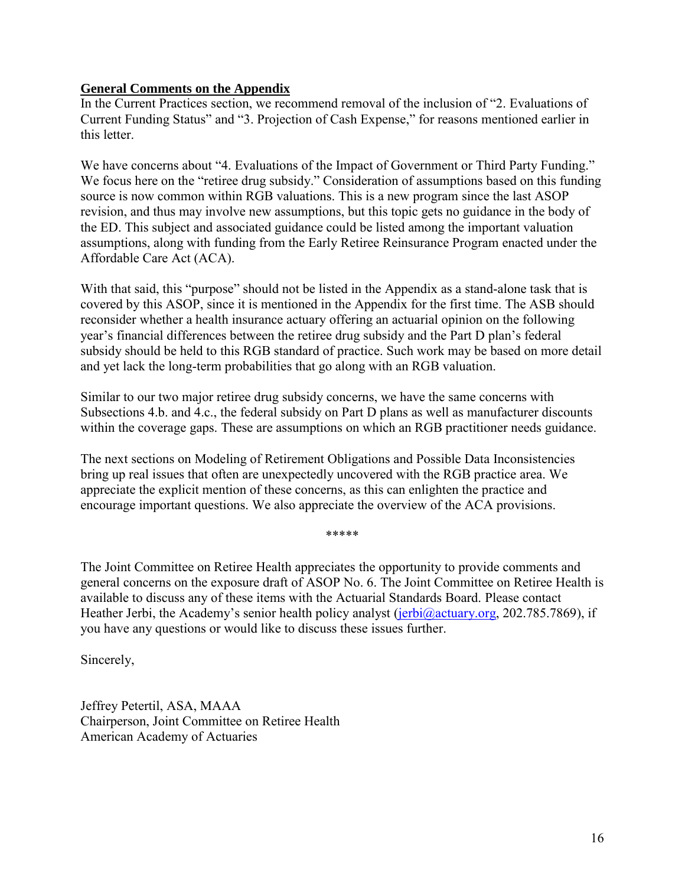**General Comments on the Appendix**

In the Current Practices section, we recommend removal of the inclusion of "2. Evaluations of Current Funding Status" and "3. Projection of Cash Expense," for reasons mentioned earlier in this letter.

We have concerns about "4. Evaluations of the Impact of Government or Third Party Funding." We focus here on the "retiree drug subsidy." Consideration of assumptions based on this funding source is now common within RGB valuations. This is a new program since the last ASOP revision, and thus may involve new assumptions, but this topic gets no guidance in the body of the ED. This subject and associated guidance could be listed among the important valuation assumptions, along with funding from the Early Retiree Reinsurance Program enacted under the Affordable Care Act (ACA).

With that said, this "purpose" should not be listed in the Appendix as a stand-alone task that is covered by this ASOP, since it is mentioned in the Appendix for the first time. The ASB should reconsider whether a health insurance actuary offering an actuarial opinion on the following year's financial differences between the retiree drug subsidy and the Part D plan's federal subsidy should be held to this RGB standard of practice. Such work may be based on more detail and yet lack the long-term probabilities that go along with an RGB valuation.

Similar to our two major retiree drug subsidy concerns, we have the same concerns with Subsections 4.b. and 4.c., the federal subsidy on Part D plans as well as manufacturer discounts within the coverage gaps. These are assumptions on which an RGB practitioner needs guidance.

The next sections on Modeling of Retirement Obligations and Possible Data Inconsistencies bring up real issues that often are unexpectedly uncovered with the RGB practice area. We appreciate the explicit mention of these concerns, as this can enlighten the practice and encourage important questions. We also appreciate the overview of the ACA provisions.

*****

The Joint Committee on Retiree Health appreciates the opportunity to provide comments and general concerns on the exposure draft of ASOP No. 6. The Joint Committee on Retiree Health is available to discuss any of these items with the Actuarial Standards Board. Please contact Heather Jerbi, the Academy's senior health policy analyst (jerbi@actuary.org, 202.785.7869), if you have any questions or would like to discuss these issues further.

Sincerely,

Jeffrey Petertil, ASA, MAAA
Chairperson, Joint Committee on Retiree Health
American Academy of Actuaries